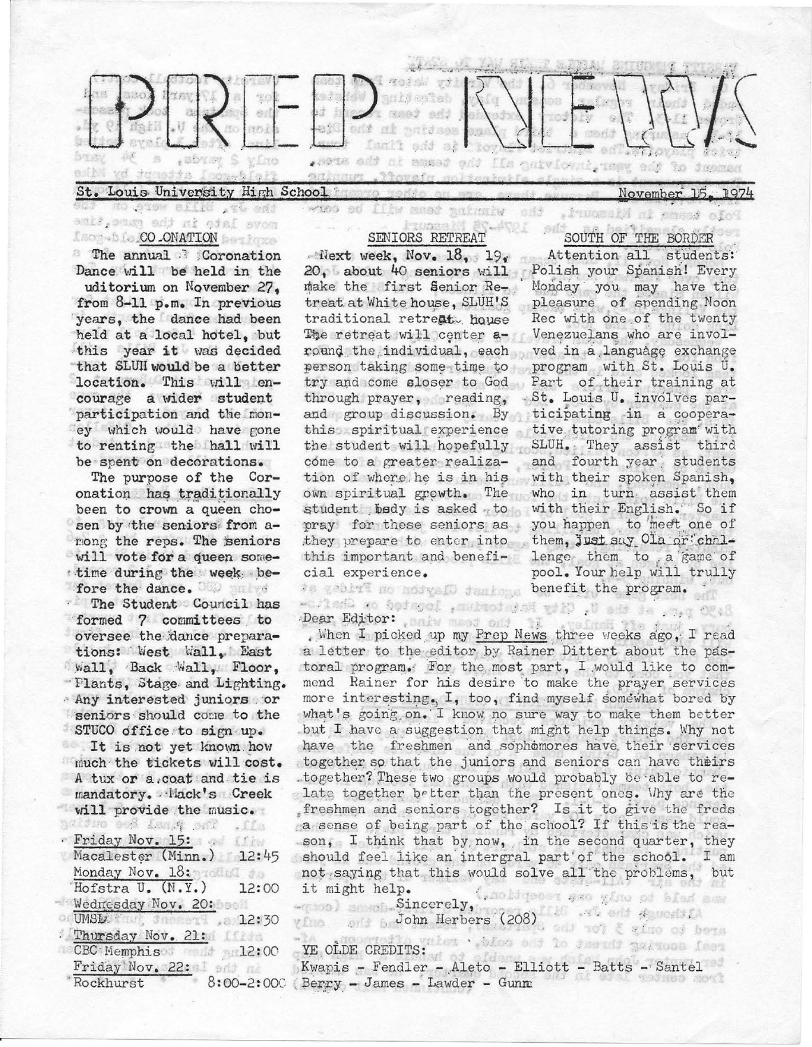# PREP NEWS

St. Louis University High School — November 15, 1974

## CORONATION

The annual Coronation Dance will be held in the uditorium on November 27, from 8-11 p.m. In previous years, the dance had been held at a local hotel, but this year it was decided that SLUH would be a better location. This will encourage a wider student participation and the money which would have gone to renting the hall will be spent on decorations.

The purpose of the Coronation has traditionally been to crown a queen chosen by the seniors from among the reps. The seniors will vote for a queen sometime during the week before the dance.

The Student Council has formed 7 committees to oversee the dance preparations: West Wall, East Wall, Back Wall, Floor, Plants, Stage and Lighting. Any interested juniors or seniors should come to the STUCO office to sign up.

It is not yet known how much the tickets will cost. A tux or a coat and tie is mandatory. Mack's Creek will provide the music.

Friday Nov. 15:
Macalester (Minn.) 12:45

Monday Nov. 18:
Hofstra U. (N.Y.) 12:00

Wednesday Nov. 20:
UMSL 12:30

Thursday Nov. 21:
CBC Memphis 12:00

Friday Nov. 22:
Rockhurst 8:00-2:00

## SENIORS RETREAT

Next week, Nov. 18, 19, 20, about 40 seniors will make the first Senior Retreat at White house, SLUH'S traditional retreat house. The retreat will center around the individual, each person taking some time to try and come closer to God through prayer, reading, and group discussion. By this spiritual experience the student will hopefully come to a greater realization of where he is in his own spiritual growth. The student body is asked to pray for these seniors as they prepare to enter into this important and beneficial experience.

## SOUTH OF THE BORDER

Attention all students: Polish your Spanish! Every Monday you may have the pleasure of spending Noon Rec with one of the twenty Venezuelans who are involved in a language exchange program with St. Louis U. Part of their training at St. Louis U. involves participating in a cooperative tutoring program with SLUH. They assist third and fourth year students with their spoken Spanish, who in turn assist them with their English. So if you happen to meet one of them, just say Ola or challenge them to a game of pool. Your help will truly benefit the program.

Dear Editor:

When I picked up my Prep News three weeks ago, I read a letter to the editor by Rainer Dittert about the pastoral program. For the most part, I would like to commend Rainer for his desire to make the prayer services more interesting. I, too, find myself somewhat bored by what's going on. I know no sure way to make them better but I have a suggestion that might help things. Why not have the freshmen and sophomores have their services together so that the juniors and seniors can have theirs together? These two groups would probably be able to relate together better than the present ones. Why are the freshmen and seniors together? Is it to give the freds a sense of being part of the school? If this is the reason, I think that by now, in the second quarter, they should feel like an intergral part of the school. I am not saying that this would solve all the problems, but it might help.

Sincerely,
John Herbers (208)

YE OLDE CREDITS:
Kwapis - Fendler - Aleto - Elliott - Batts - Santel
Berry - James - Lawder - Gunn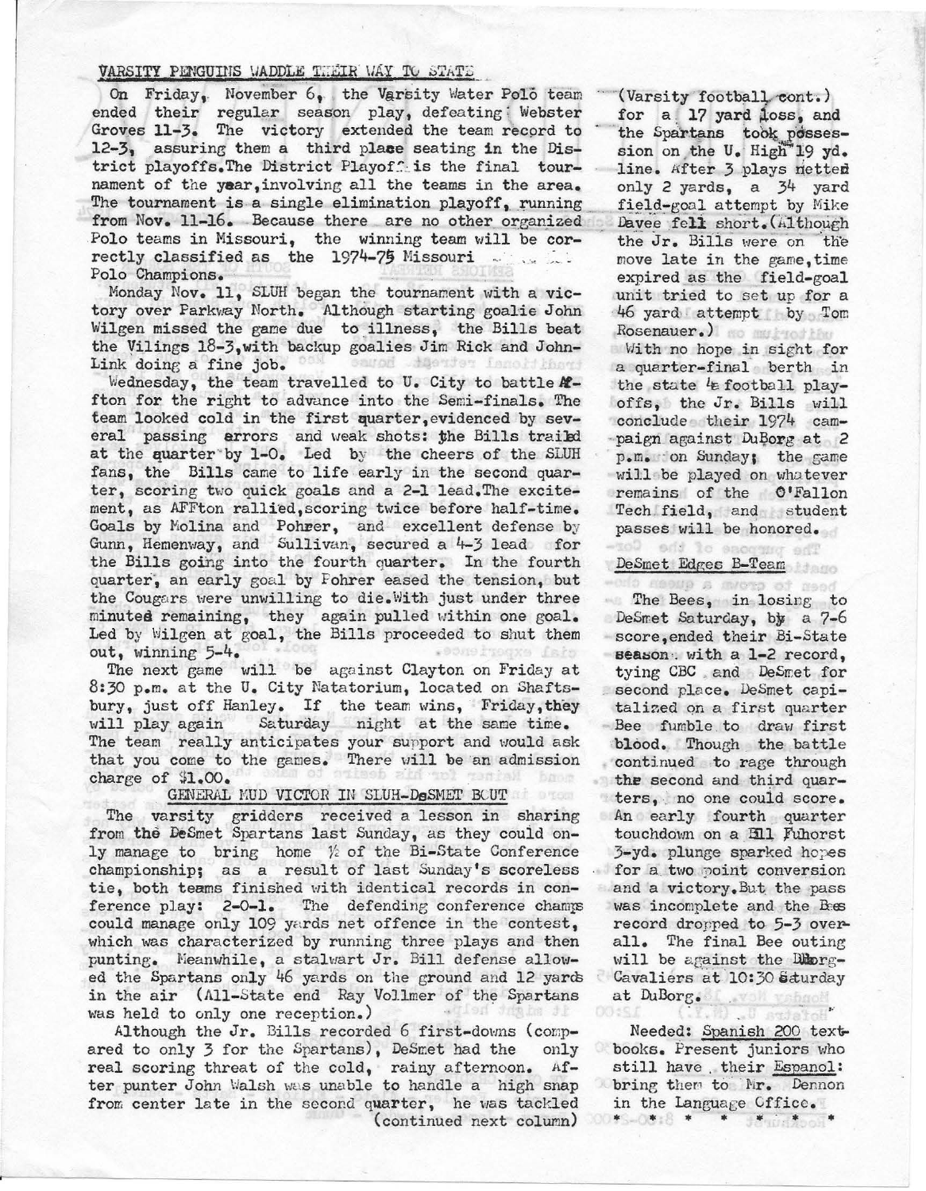## VARSITY PENGUINS WADDLE THEIR WAY TO STATE

On Friday, November 6, the Varsity Water Polo team ended their regular season play, defeating Webster Groves 11-3. The victory extended the team record to 12-3, assuring them a third place seating in the District playoffs. The District Playoff is the final tournament of the year, involving all the teams in the area. The tournament is a single elimination playoff, running from Nov. 11-16. Because there are no other organized Polo teams in Missouri, the winning team will be correctly classified as the 1974-75 Missouri Polo Champions.

Monday Nov. 11, SLUH began the tournament with a victory over Parkway North. Although starting goalie John Wilgen missed the game due to illness, the Bills beat the Vilings 18-3, with backup goalies Jim Rick and John Link doing a fine job.

Wednesday, the team travelled to U. City to battle Affton for the right to advance into the Semi-finals. The team looked cold in the first quarter, evidenced by several passing errors and weak shots: the Bills trailed at the quarter by 1-0. Led by the cheers of the SLUH fans, the Bills came to life early in the second quarter, scoring two quick goals and a 2-1 lead. The excitement, as AFFton rallied, scoring twice before half-time. Goals by Molina and Pohrer, and excellent defense by Gunn, Hemenway, and Sullivan, secured a 4-3 lead for the Bills going into the fourth quarter. In the fourth quarter, an early goal by Pohrer eased the tension, but the Cougars were unwilling to die. With just under three minutes remaining, they again pulled within one goal. Led by Wilgen at goal, the Bills proceeded to shut them out, winning 5-4.

The next game will be against Clayton on Friday at 8:30 p.m. at the U. City Natatorium, located on Shaftsbury, just off Hanley. If the team wins, Friday, they will play again Saturday night at the same time. The team really anticipates your support and would ask that you come to the games. There will be an admission charge of $1.00.

## GENERAL MUD VICTOR IN SLUH-DeSMET BOUT

The varsity gridders received a lesson in sharing from the DeSmet Spartans last Sunday, as they could only manage to bring home ½ of the Bi-State Conference championship; as a result of last Sunday's scoreless tie, both teams finished with identical records in conference play: 2-0-1. The defending conference champs could manage only 109 yards net offence in the contest, which was characterized by running three plays and then punting. Meanwhile, a stalwart Jr. Bill defense allowed the Spartans only 46 yards on the ground and 12 yards in the air (All-State end Ray Vollmer of the Spartans was held to only one reception.)

Although the Jr. Bills recorded 6 first-downs (compared to only 3 for the Spartans), DeSmet had the only real scoring threat of the cold, rainy afternoon. After punter John Walsh was unable to handle a high snap from center late in the second quarter, he was tackled (continued next column)

(Varsity football cont.) for a 17 yard loss, and the Spartans took possession on the U. High 19 yd. line. After 3 plays netted only 2 yards, a 34 yard field-goal attempt by Mike Davee fell short. (Although the Jr. Bills were on the move late in the game, time expired as the field-goal unit tried to set up for a 46 yard attempt by Tom Rosenauer.)

With no hope in sight for a quarter-final berth in the state 4A football playoffs, the Jr. Bills will conclude their 1974 campaign against DuBorg at 2 p.m. on Sunday; the game will be played on whatever remains of the O'Fallon Tech field, and student passes will be honored.

## DeSmet Edges B-Team

The Bees, in losing to DeSmet Saturday, by a 7-6 score, ended their Bi-State season with a 1-2 record, tying CBC and DeSmet for second place. DeSmet capitalized on a first quarter Bee fumble to draw first blood. Though the battle continued to rage through the second and third quarters, no one could score. An early fourth quarter touchdown on a Bill Fuhorst 3-yd. plunge sparked hopes for a two point conversion and a victory. But the pass was incomplete and the Bees record dropped to 5-3 overall. The final Bee outing will be against the DuBorg-Cavaliers at 10:30 Saturday at DuBorg.

Needed: Spanish 200 textbooks. Present juniors who still have their Espanol: bring them to Mr. Dennon in the Language Office.

* * * * *